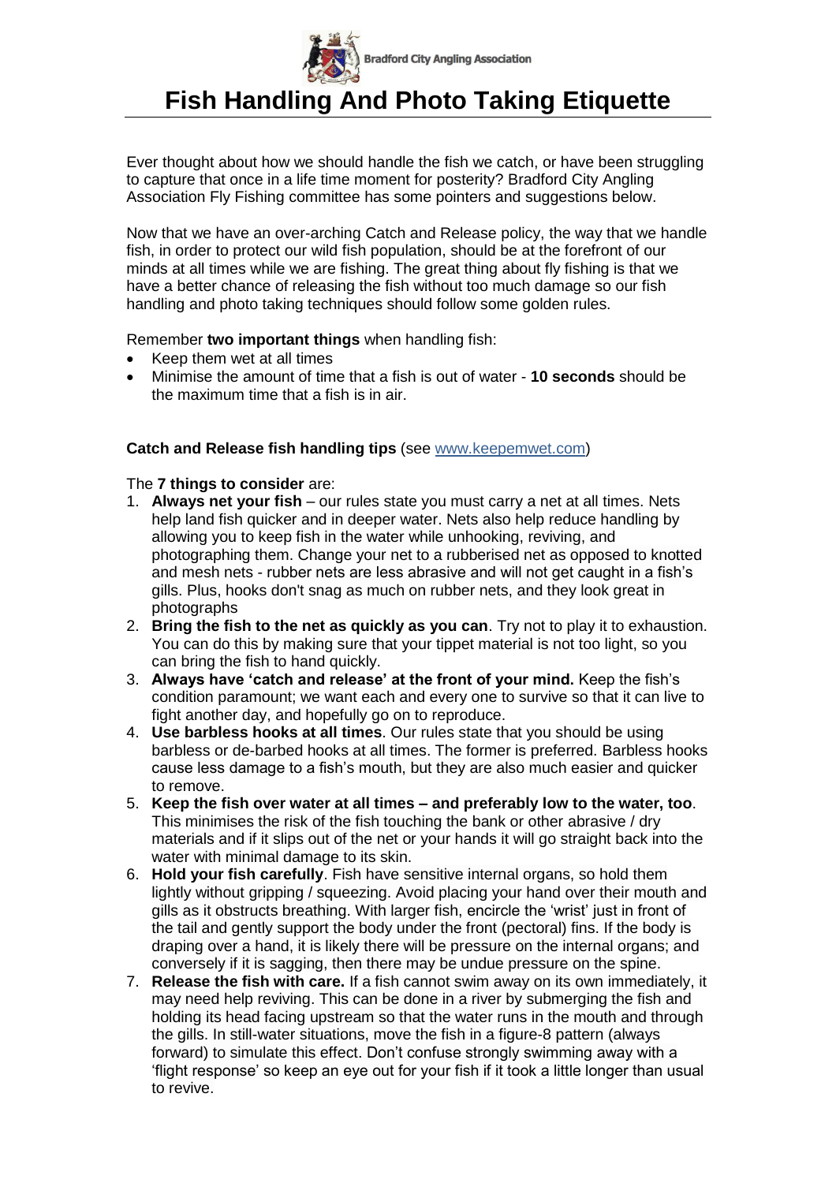Bradford City Angling Association

# Fish Handling And Photo Taking Etiquette

Ever thought about how we should handle the fish we catch, or have been struggling to capture that once in a life time moment for posterity? Bradford City Angling Association Fly Fishing committee has some pointers and suggestions below.

Now that we have an over-arching Catch and Release policy, the way that we handle fish, in order to protect our wild fish population, should be at the forefront of our minds at all times while we are fishing. The great thing about fly fishing is that we have a better chance of releasing the fish without too much damage so our fish handling and photo taking techniques should follow some golden rules.

Remember **two important things** when handling fish:

- Keep them wet at all times
- Minimise the amount of time that a fish is out of water - **10 seconds** should be the maximum time that a fish is in air.

**Catch and Release fish handling tips** (see www.keepemwet.com)

The **7 things to consider** are:

1. **Always net your fish** – our rules state you must carry a net at all times. Nets help land fish quicker and in deeper water. Nets also help reduce handling by allowing you to keep fish in the water while unhooking, reviving, and photographing them. Change your net to a rubberised net as opposed to knotted and mesh nets - rubber nets are less abrasive and will not get caught in a fish's gills. Plus, hooks don't snag as much on rubber nets, and they look great in photographs
2. **Bring the fish to the net as quickly as you can**. Try not to play it to exhaustion. You can do this by making sure that your tippet material is not too light, so you can bring the fish to hand quickly.
3. **Always have 'catch and release' at the front of your mind.** Keep the fish's condition paramount; we want each and every one to survive so that it can live to fight another day, and hopefully go on to reproduce.
4. **Use barbless hooks at all times**. Our rules state that you should be using barbless or de-barbed hooks at all times. The former is preferred. Barbless hooks cause less damage to a fish's mouth, but they are also much easier and quicker to remove.
5. **Keep the fish over water at all times – and preferably low to the water, too**. This minimises the risk of the fish touching the bank or other abrasive / dry materials and if it slips out of the net or your hands it will go straight back into the water with minimal damage to its skin.
6. **Hold your fish carefully**. Fish have sensitive internal organs, so hold them lightly without gripping / squeezing. Avoid placing your hand over their mouth and gills as it obstructs breathing. With larger fish, encircle the 'wrist' just in front of the tail and gently support the body under the front (pectoral) fins. If the body is draping over a hand, it is likely there will be pressure on the internal organs; and conversely if it is sagging, then there may be undue pressure on the spine.
7. **Release the fish with care.** If a fish cannot swim away on its own immediately, it may need help reviving. This can be done in a river by submerging the fish and holding its head facing upstream so that the water runs in the mouth and through the gills. In still-water situations, move the fish in a figure-8 pattern (always forward) to simulate this effect. Don't confuse strongly swimming away with a 'flight response' so keep an eye out for your fish if it took a little longer than usual to revive.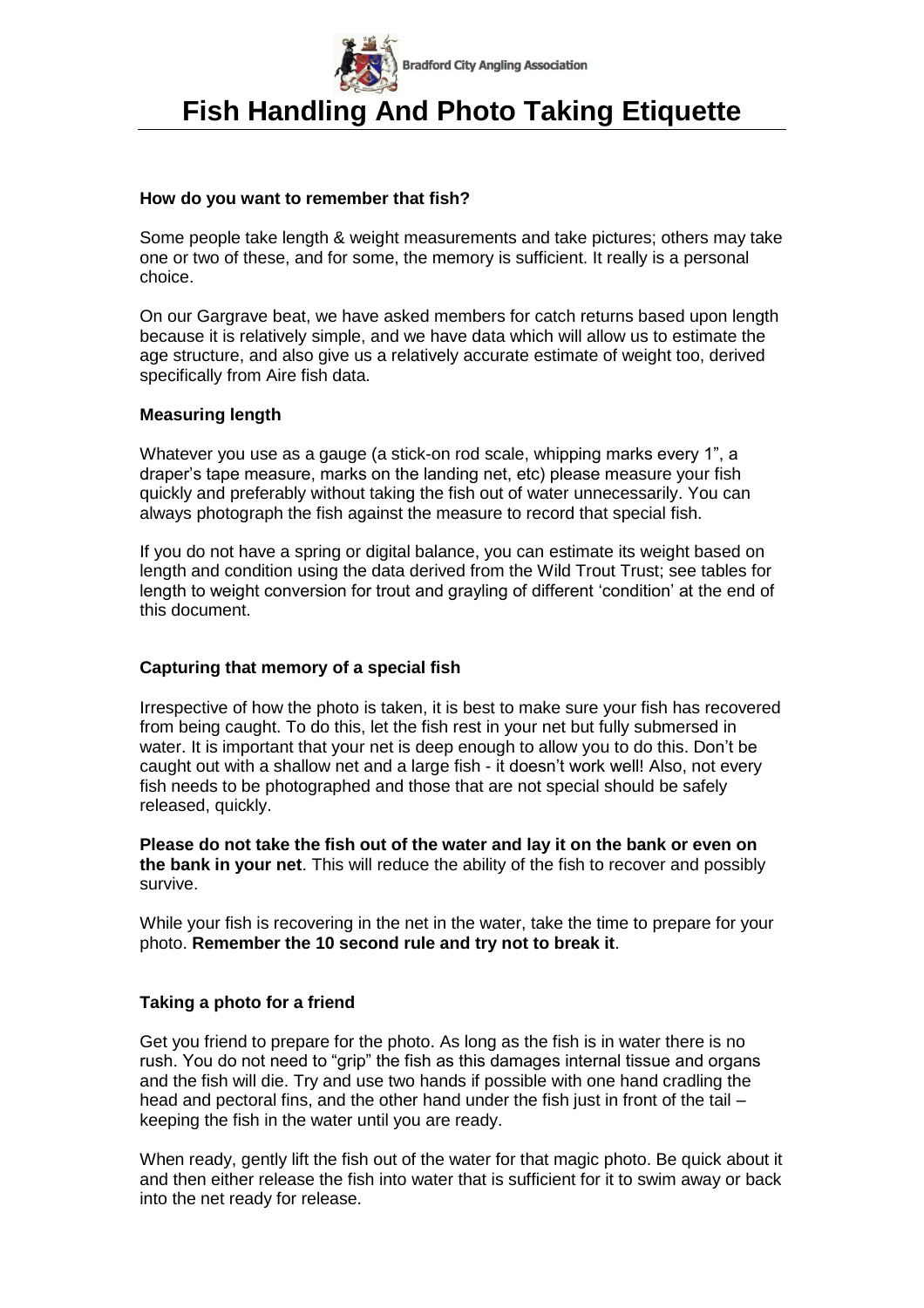# Fish Handling And Photo Taking Etiquette

### How do you want to remember that fish?

Some people take length & weight measurements and take pictures; others may take one or two of these, and for some, the memory is sufficient. It really is a personal choice.

On our Gargrave beat, we have asked members for catch returns based upon length because it is relatively simple, and we have data which will allow us to estimate the age structure, and also give us a relatively accurate estimate of weight too, derived specifically from Aire fish data.

### Measuring length

Whatever you use as a gauge (a stick-on rod scale, whipping marks every 1", a draper's tape measure, marks on the landing net, etc) please measure your fish quickly and preferably without taking the fish out of water unnecessarily. You can always photograph the fish against the measure to record that special fish.

If you do not have a spring or digital balance, you can estimate its weight based on length and condition using the data derived from the Wild Trout Trust; see tables for length to weight conversion for trout and grayling of different 'condition' at the end of this document.

### Capturing that memory of a special fish

Irrespective of how the photo is taken, it is best to make sure your fish has recovered from being caught. To do this, let the fish rest in your net but fully submersed in water. It is important that your net is deep enough to allow you to do this. Don't be caught out with a shallow net and a large fish - it doesn't work well! Also, not every fish needs to be photographed and those that are not special should be safely released, quickly.

**Please do not take the fish out of the water and lay it on the bank or even on the bank in your net**. This will reduce the ability of the fish to recover and possibly survive.

While your fish is recovering in the net in the water, take the time to prepare for your photo. **Remember the 10 second rule and try not to break it**.

### Taking a photo for a friend

Get you friend to prepare for the photo. As long as the fish is in water there is no rush. You do not need to "grip" the fish as this damages internal tissue and organs and the fish will die. Try and use two hands if possible with one hand cradling the head and pectoral fins, and the other hand under the fish just in front of the tail – keeping the fish in the water until you are ready.

When ready, gently lift the fish out of the water for that magic photo. Be quick about it and then either release the fish into water that is sufficient for it to swim away or back into the net ready for release.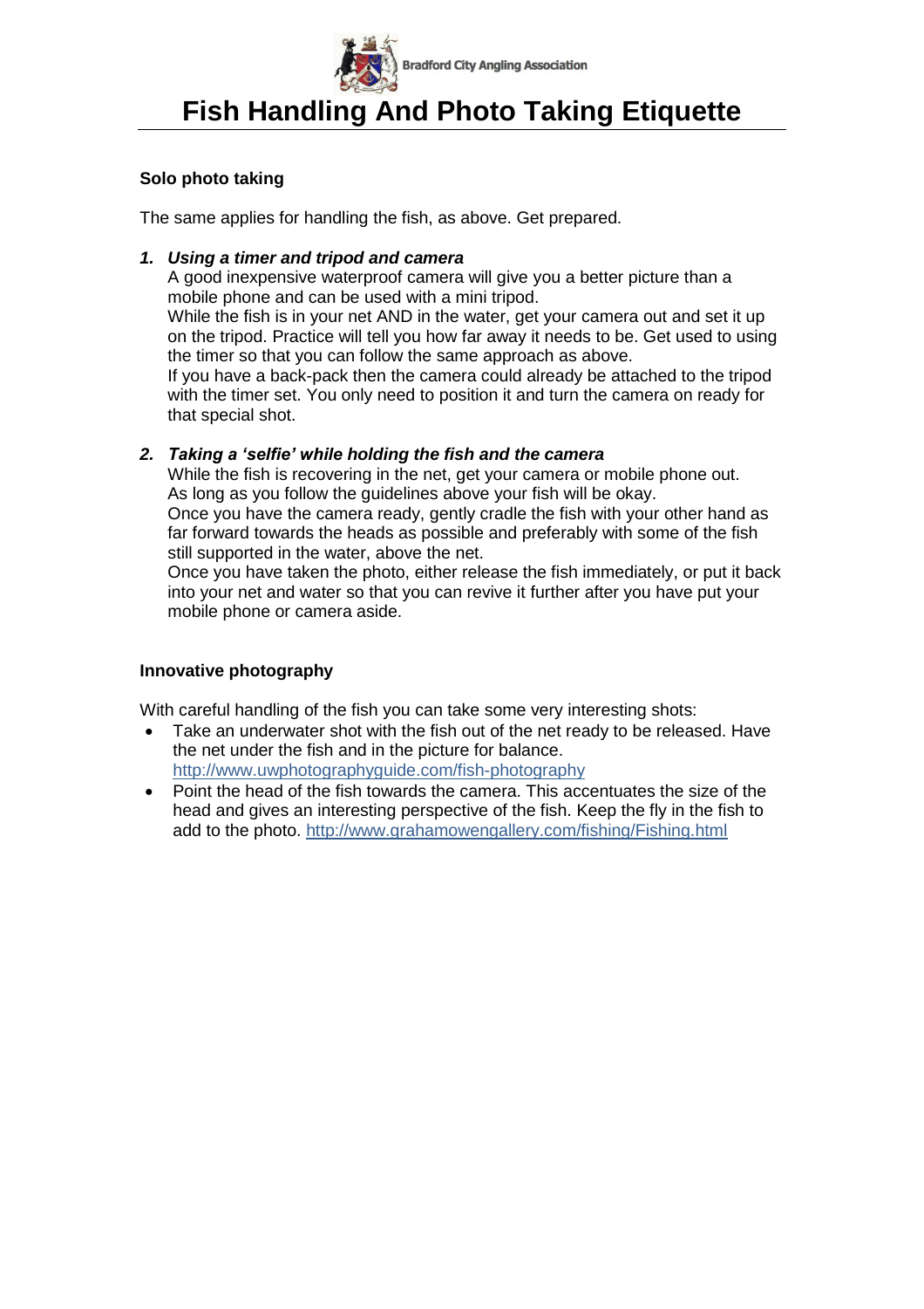# Fish Handling And Photo Taking Etiquette

**Solo photo taking**

The same applies for handling the fish, as above. Get prepared.

1. ***Using a timer and tripod and camera***
   A good inexpensive waterproof camera will give you a better picture than a mobile phone and can be used with a mini tripod.
   While the fish is in your net AND in the water, get your camera out and set it up on the tripod. Practice will tell you how far away it needs to be. Get used to using the timer so that you can follow the same approach as above.
   If you have a back-pack then the camera could already be attached to the tripod with the timer set. You only need to position it and turn the camera on ready for that special shot.

2. ***Taking a 'selfie' while holding the fish and the camera***
   While the fish is recovering in the net, get your camera or mobile phone out. As long as you follow the guidelines above your fish will be okay.
   Once you have the camera ready, gently cradle the fish with your other hand as far forward towards the heads as possible and preferably with some of the fish still supported in the water, above the net.
   Once you have taken the photo, either release the fish immediately, or put it back into your net and water so that you can revive it further after you have put your mobile phone or camera aside.

**Innovative photography**

With careful handling of the fish you can take some very interesting shots:

- Take an underwater shot with the fish out of the net ready to be released. Have the net under the fish and in the picture for balance. http://www.uwphotographyguide.com/fish-photography
- Point the head of the fish towards the camera. This accentuates the size of the head and gives an interesting perspective of the fish. Keep the fly in the fish to add to the photo. http://www.grahamowengallery.com/fishing/Fishing.html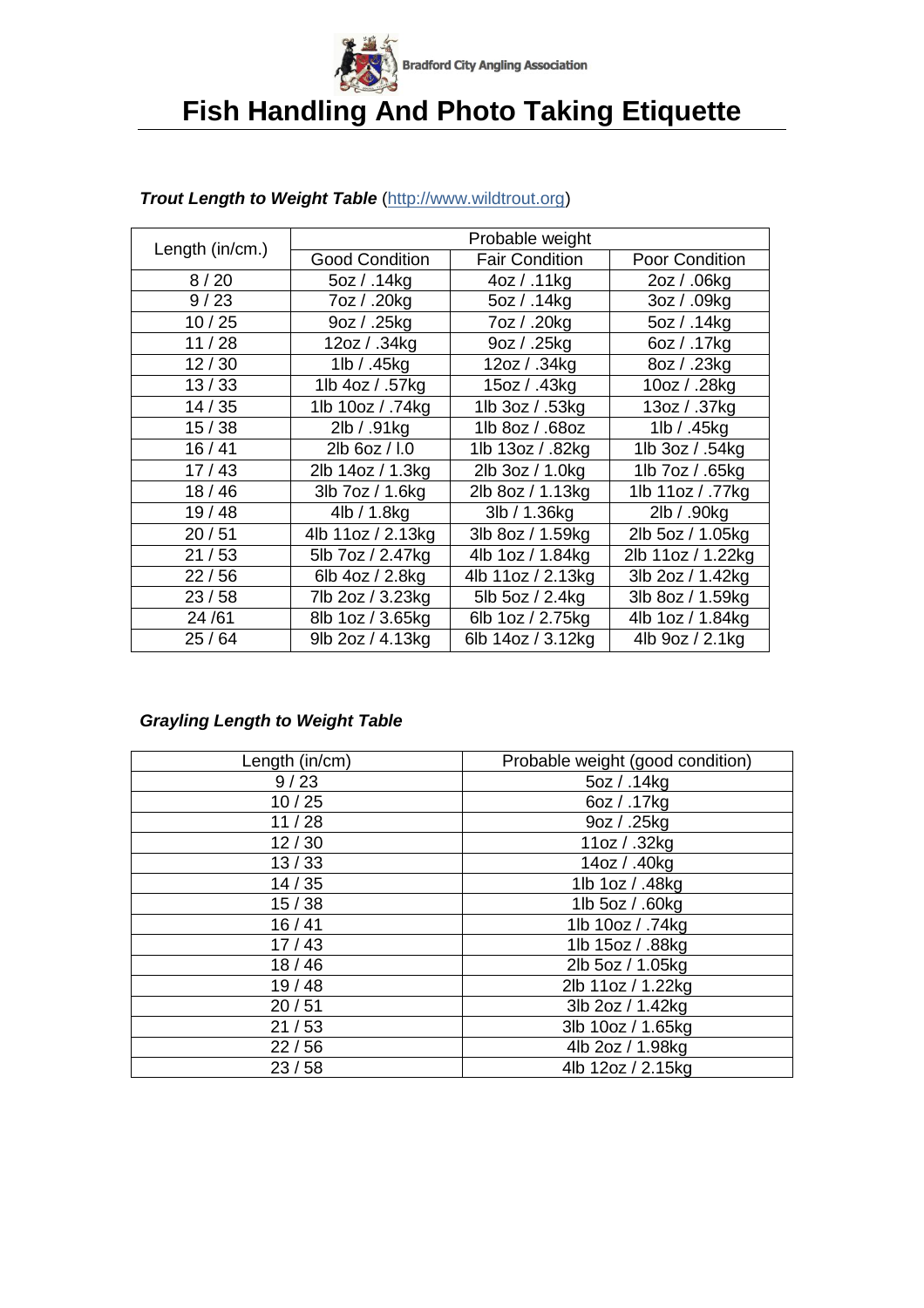# Fish Handling And Photo Taking Etiquette

***Trout Length to Weight Table*** (http://www.wildtrout.org)

| Length (in/cm.) | Probable weight | | |
|---|---|---|---|
| | Good Condition | Fair Condition | Poor Condition |
| 8 / 20 | 5oz / .14kg | 4oz / .11kg | 2oz / .06kg |
| 9 / 23 | 7oz / .20kg | 5oz / .14kg | 3oz / .09kg |
| 10 / 25 | 9oz / .25kg | 7oz / .20kg | 5oz / .14kg |
| 11 / 28 | 12oz / .34kg | 9oz / .25kg | 6oz / .17kg |
| 12 / 30 | 1lb / .45kg | 12oz / .34kg | 8oz / .23kg |
| 13 / 33 | 1lb 4oz / .57kg | 15oz / .43kg | 10oz / .28kg |
| 14 / 35 | 1lb 10oz / .74kg | 1lb 3oz / .53kg | 13oz / .37kg |
| 15 / 38 | 2lb / .91kg | 1lb 8oz / .68oz | 1lb / .45kg |
| 16 / 41 | 2lb 6oz / l.0 | 1lb 13oz / .82kg | 1lb 3oz / .54kg |
| 17 / 43 | 2lb 14oz / 1.3kg | 2lb 3oz / 1.0kg | 1lb 7oz / .65kg |
| 18 / 46 | 3lb 7oz / 1.6kg | 2lb 8oz / 1.13kg | 1lb 11oz / .77kg |
| 19 / 48 | 4lb / 1.8kg | 3lb / 1.36kg | 2lb / .90kg |
| 20 / 51 | 4lb 11oz / 2.13kg | 3lb 8oz / 1.59kg | 2lb 5oz / 1.05kg |
| 21 / 53 | 5lb 7oz / 2.47kg | 4lb 1oz / 1.84kg | 2lb 11oz / 1.22kg |
| 22 / 56 | 6lb 4oz / 2.8kg | 4lb 11oz / 2.13kg | 3lb 2oz / 1.42kg |
| 23 / 58 | 7lb 2oz / 3.23kg | 5lb 5oz / 2.4kg | 3lb 8oz / 1.59kg |
| 24 /61 | 8lb 1oz / 3.65kg | 6lb 1oz / 2.75kg | 4lb 1oz / 1.84kg |
| 25 / 64 | 9lb 2oz / 4.13kg | 6lb 14oz / 3.12kg | 4lb 9oz / 2.1kg |

***Grayling Length to Weight Table***

| Length (in/cm) | Probable weight (good condition) |
|---|---|
| 9 / 23 | 5oz / .14kg |
| 10 / 25 | 6oz / .17kg |
| 11 / 28 | 9oz / .25kg |
| 12 / 30 | 11oz / .32kg |
| 13 / 33 | 14oz / .40kg |
| 14 / 35 | 1lb 1oz / .48kg |
| 15 / 38 | 1lb 5oz / .60kg |
| 16 / 41 | 1lb 10oz / .74kg |
| 17 / 43 | 1lb 15oz / .88kg |
| 18 / 46 | 2lb 5oz / 1.05kg |
| 19 / 48 | 2lb 11oz / 1.22kg |
| 20 / 51 | 3lb 2oz / 1.42kg |
| 21 / 53 | 3lb 10oz / 1.65kg |
| 22 / 56 | 4lb 2oz / 1.98kg |
| 23 / 58 | 4lb 12oz / 2.15kg |